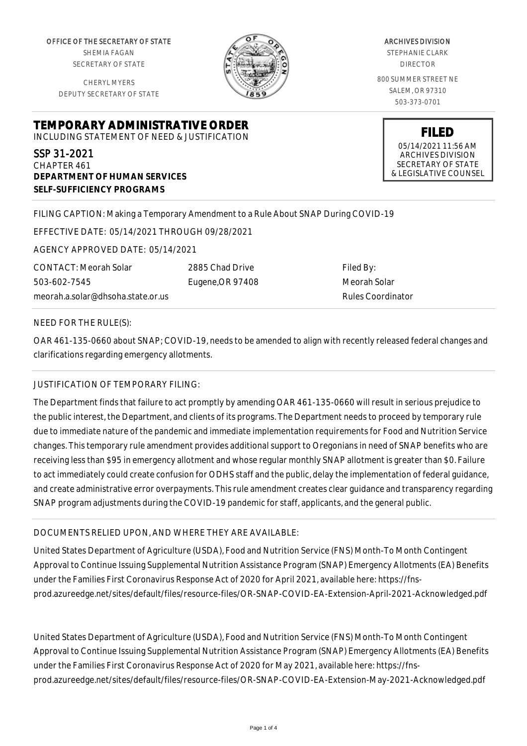OFFICE OF THE SECRETARY OF STATE
SHEMIA FAGAN
SECRETARY OF STATE

CHERYL MYERS
DEPUTY SECRETARY OF STATE

ARCHIVES DIVISION
STEPHANIE CLARK
DIRECTOR

800 SUMMER STREET NE
SALEM, OR 97310
503-373-0701

**FILED**
05/14/2021 11:56 AM
ARCHIVES DIVISION
SECRETARY OF STATE
& LEGISLATIVE COUNSEL

# TEMPORARY ADMINISTRATIVE ORDER

INCLUDING STATEMENT OF NEED & JUSTIFICATION

SSP 31-2021
CHAPTER 461
**DEPARTMENT OF HUMAN SERVICES**
**SELF-SUFFICIENCY PROGRAMS**

FILING CAPTION: Making a Temporary Amendment to a Rule About SNAP During COVID-19

EFFECTIVE DATE: 05/14/2021 THROUGH 09/28/2021

AGENCY APPROVED DATE: 05/14/2021

CONTACT: Meorah Solar
503-602-7545
meorah.a.solar@dhsoha.state.or.us

2885 Chad Drive
Eugene,OR 97408

Filed By:
Meorah Solar
Rules Coordinator

NEED FOR THE RULE(S):

OAR 461-135-0660 about SNAP; COVID-19, needs to be amended to align with recently released federal changes and clarifications regarding emergency allotments.

JUSTIFICATION OF TEMPORARY FILING:

The Department finds that failure to act promptly by amending OAR 461-135-0660 will result in serious prejudice to the public interest, the Department, and clients of its programs. The Department needs to proceed by temporary rule due to immediate nature of the pandemic and immediate implementation requirements for Food and Nutrition Service changes. This temporary rule amendment provides additional support to Oregonians in need of SNAP benefits who are receiving less than $95 in emergency allotment and whose regular monthly SNAP allotment is greater than $0. Failure to act immediately could create confusion for ODHS staff and the public, delay the implementation of federal guidance, and create administrative error overpayments. This rule amendment creates clear guidance and transparency regarding SNAP program adjustments during the COVID-19 pandemic for staff, applicants, and the general public.

DOCUMENTS RELIED UPON, AND WHERE THEY ARE AVAILABLE:

United States Department of Agriculture (USDA), Food and Nutrition Service (FNS) Month-To Month Contingent Approval to Continue Issuing Supplemental Nutrition Assistance Program (SNAP) Emergency Allotments (EA) Benefits under the Families First Coronavirus Response Act of 2020 for April 2021, available here: https://fns-prod.azureedge.net/sites/default/files/resource-files/OR-SNAP-COVID-EA-Extension-April-2021-Acknowledged.pdf

United States Department of Agriculture (USDA), Food and Nutrition Service (FNS) Month-To Month Contingent Approval to Continue Issuing Supplemental Nutrition Assistance Program (SNAP) Emergency Allotments (EA) Benefits under the Families First Coronavirus Response Act of 2020 for May 2021, available here: https://fns-prod.azureedge.net/sites/default/files/resource-files/OR-SNAP-COVID-EA-Extension-May-2021-Acknowledged.pdf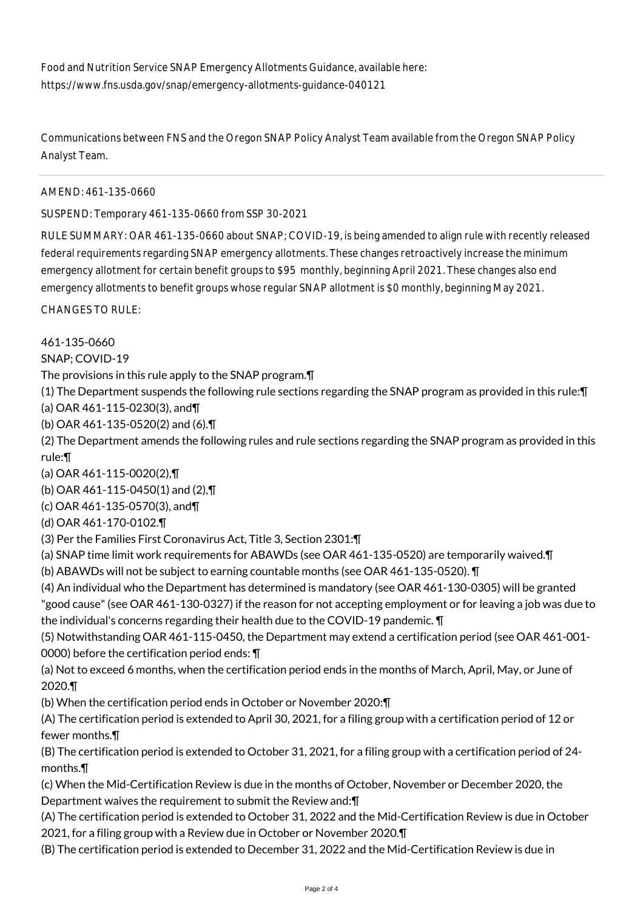Food and Nutrition Service SNAP Emergency Allotments Guidance, available here: https://www.fns.usda.gov/snap/emergency-allotments-guidance-040121

Communications between FNS and the Oregon SNAP Policy Analyst Team available from the Oregon SNAP Policy Analyst Team.

---

AMEND: 461-135-0660

SUSPEND: Temporary 461-135-0660 from SSP 30-2021

RULE SUMMARY: OAR 461-135-0660 about SNAP; COVID-19, is being amended to align rule with recently released federal requirements regarding SNAP emergency allotments. These changes retroactively increase the minimum emergency allotment for certain benefit groups to $95 monthly, beginning April 2021. These changes also end emergency allotments to benefit groups whose regular SNAP allotment is $0 monthly, beginning May 2021.

CHANGES TO RULE:

461-135-0660
SNAP; COVID-19
The provisions in this rule apply to the SNAP program.¶
(1) The Department suspends the following rule sections regarding the SNAP program as provided in this rule:¶
(a) OAR 461-115-0230(3), and¶
(b) OAR 461-135-0520(2) and (6).¶
(2) The Department amends the following rules and rule sections regarding the SNAP program as provided in this rule:¶
(a) OAR 461-115-0020(2),¶
(b) OAR 461-115-0450(1) and (2),¶
(c) OAR 461-135-0570(3), and¶
(d) OAR 461-170-0102.¶
(3) Per the Families First Coronavirus Act, Title 3, Section 2301:¶
(a) SNAP time limit work requirements for ABAWDs (see OAR 461-135-0520) are temporarily waived.¶
(b) ABAWDs will not be subject to earning countable months (see OAR 461-135-0520). ¶
(4) An individual who the Department has determined is mandatory (see OAR 461-130-0305) will be granted "good cause" (see OAR 461-130-0327) if the reason for not accepting employment or for leaving a job was due to the individual's concerns regarding their health due to the COVID-19 pandemic. ¶
(5) Notwithstanding OAR 461-115-0450, the Department may extend a certification period (see OAR 461-001-0000) before the certification period ends: ¶
(a) Not to exceed 6 months, when the certification period ends in the months of March, April, May, or June of 2020.¶
(b) When the certification period ends in October or November 2020:¶
(A) The certification period is extended to April 30, 2021, for a filing group with a certification period of 12 or fewer months.¶
(B) The certification period is extended to October 31, 2021, for a filing group with a certification period of 24-months.¶
(c) When the Mid-Certification Review is due in the months of October, November or December 2020, the Department waives the requirement to submit the Review and:¶
(A) The certification period is extended to October 31, 2022 and the Mid-Certification Review is due in October 2021, for a filing group with a Review due in October or November 2020.¶
(B) The certification period is extended to December 31, 2022 and the Mid-Certification Review is due in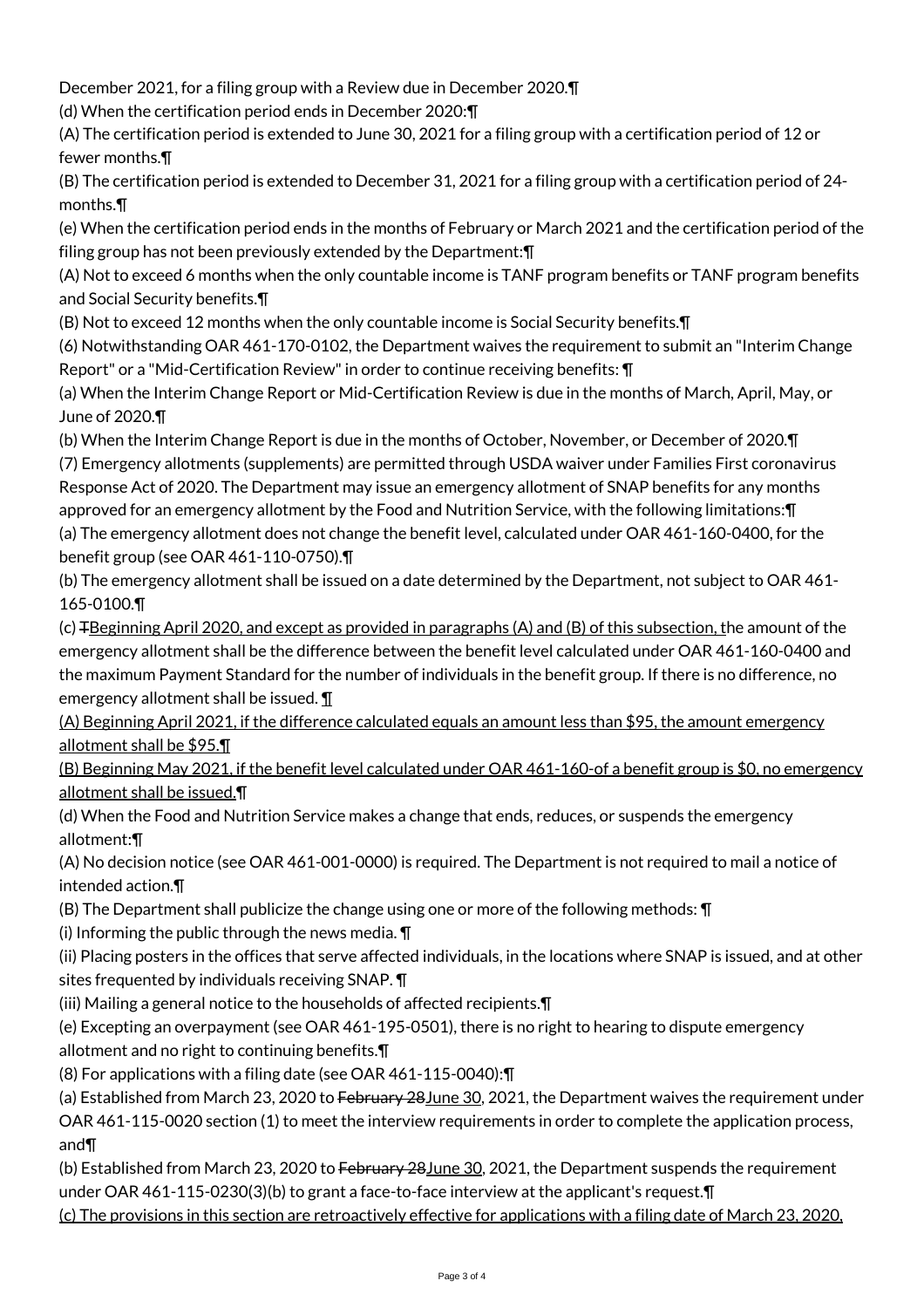December 2021, for a filing group with a Review due in December 2020.¶

(d) When the certification period ends in December 2020:¶

(A) The certification period is extended to June 30, 2021 for a filing group with a certification period of 12 or fewer months.¶

(B) The certification period is extended to December 31, 2021 for a filing group with a certification period of 24-months.¶

(e) When the certification period ends in the months of February or March 2021 and the certification period of the filing group has not been previously extended by the Department:¶

(A) Not to exceed 6 months when the only countable income is TANF program benefits or TANF program benefits and Social Security benefits.¶

(B) Not to exceed 12 months when the only countable income is Social Security benefits.¶

(6) Notwithstanding OAR 461-170-0102, the Department waives the requirement to submit an "Interim Change Report" or a "Mid-Certification Review" in order to continue receiving benefits: ¶

(a) When the Interim Change Report or Mid-Certification Review is due in the months of March, April, May, or June of 2020.¶

(b) When the Interim Change Report is due in the months of October, November, or December of 2020.¶

(7) Emergency allotments (supplements) are permitted through USDA waiver under Families First coronavirus Response Act of 2020. The Department may issue an emergency allotment of SNAP benefits for any months approved for an emergency allotment by the Food and Nutrition Service, with the following limitations:¶

(a) The emergency allotment does not change the benefit level, calculated under OAR 461-160-0400, for the benefit group (see OAR 461-110-0750).¶

(b) The emergency allotment shall be issued on a date determined by the Department, not subject to OAR 461-165-0100.¶

(c) ~~T~~Beginning April 2020, and except as provided in paragraphs (A) and (B) of this subsection, the amount of the emergency allotment shall be the difference between the benefit level calculated under OAR 461-160-0400 and the maximum Payment Standard for the number of individuals in the benefit group. If there is no difference, no emergency allotment shall be issued. ¶

(A) Beginning April 2021, if the difference calculated equals an amount less than $95, the amount emergency allotment shall be $95.¶

(B) Beginning May 2021, if the benefit level calculated under OAR 461-160-of a benefit group is $0, no emergency allotment shall be issued.¶

(d) When the Food and Nutrition Service makes a change that ends, reduces, or suspends the emergency allotment:¶

(A) No decision notice (see OAR 461-001-0000) is required. The Department is not required to mail a notice of intended action.¶

(B) The Department shall publicize the change using one or more of the following methods: ¶

(i) Informing the public through the news media. ¶

(ii) Placing posters in the offices that serve affected individuals, in the locations where SNAP is issued, and at other sites frequented by individuals receiving SNAP. ¶

(iii) Mailing a general notice to the households of affected recipients.¶

(e) Excepting an overpayment (see OAR 461-195-0501), there is no right to hearing to dispute emergency allotment and no right to continuing benefits.¶

(8) For applications with a filing date (see OAR 461-115-0040):¶

(a) Established from March 23, 2020 to ~~February 28~~June 30, 2021, the Department waives the requirement under OAR 461-115-0020 section (1) to meet the interview requirements in order to complete the application process, and¶

(b) Established from March 23, 2020 to ~~February 28~~June 30, 2021, the Department suspends the requirement under OAR 461-115-0230(3)(b) to grant a face-to-face interview at the applicant's request.¶

(c) The provisions in this section are retroactively effective for applications with a filing date of March 23, 2020,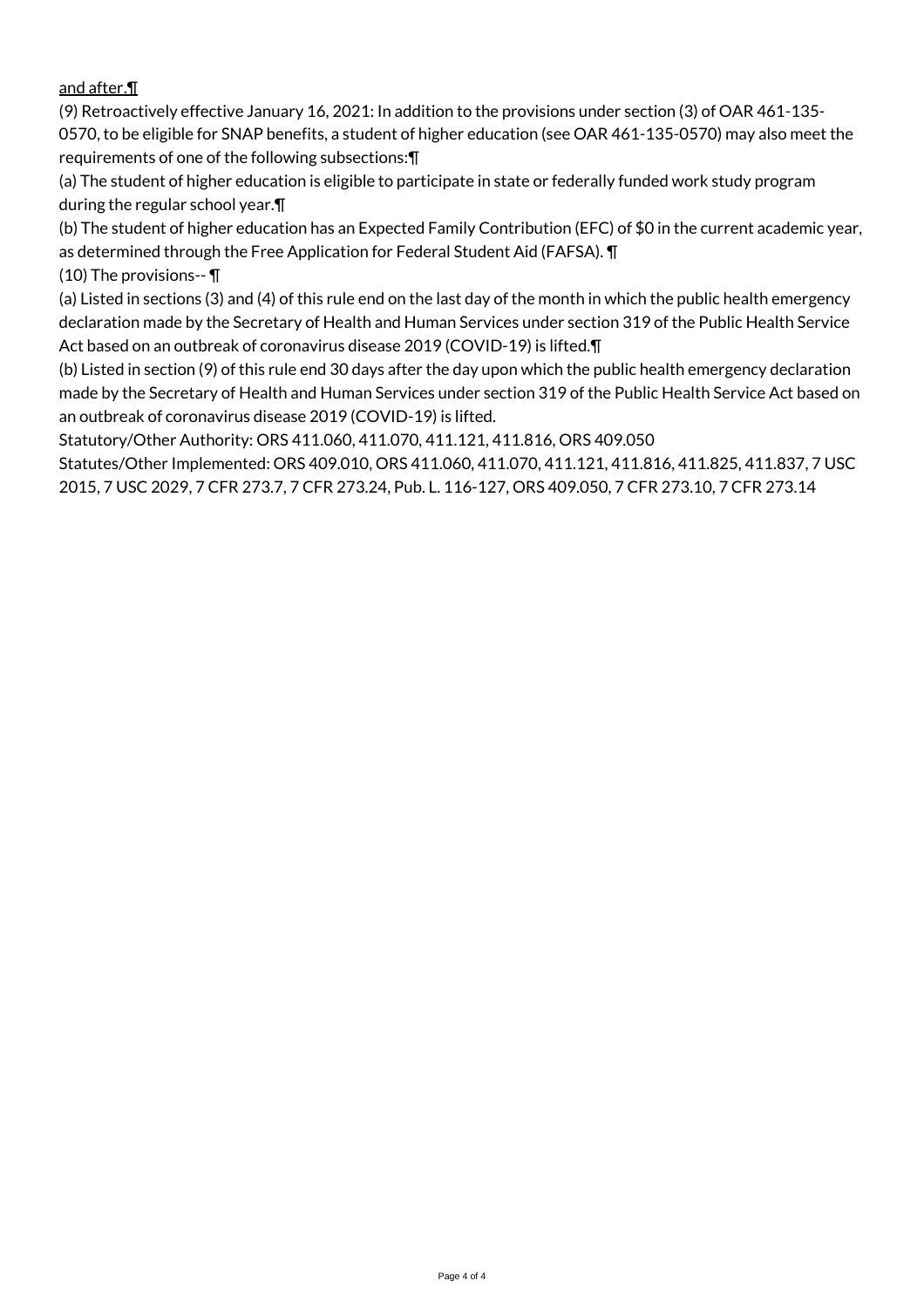<u>and after.</u>¶

(9) Retroactively effective January 16, 2021: In addition to the provisions under section (3) of OAR 461-135-0570, to be eligible for SNAP benefits, a student of higher education (see OAR 461-135-0570) may also meet the requirements of one of the following subsections:¶

(a) The student of higher education is eligible to participate in state or federally funded work study program during the regular school year.¶

(b) The student of higher education has an Expected Family Contribution (EFC) of $0 in the current academic year, as determined through the Free Application for Federal Student Aid (FAFSA). ¶

(10) The provisions-- ¶

(a) Listed in sections (3) and (4) of this rule end on the last day of the month in which the public health emergency declaration made by the Secretary of Health and Human Services under section 319 of the Public Health Service Act based on an outbreak of coronavirus disease 2019 (COVID-19) is lifted.¶

(b) Listed in section (9) of this rule end 30 days after the day upon which the public health emergency declaration made by the Secretary of Health and Human Services under section 319 of the Public Health Service Act based on an outbreak of coronavirus disease 2019 (COVID-19) is lifted.

Statutory/Other Authority: ORS 411.060, 411.070, 411.121, 411.816, ORS 409.050

Statutes/Other Implemented: ORS 409.010, ORS 411.060, 411.070, 411.121, 411.816, 411.825, 411.837, 7 USC 2015, 7 USC 2029, 7 CFR 273.7, 7 CFR 273.24, Pub. L. 116-127, ORS 409.050, 7 CFR 273.10, 7 CFR 273.14